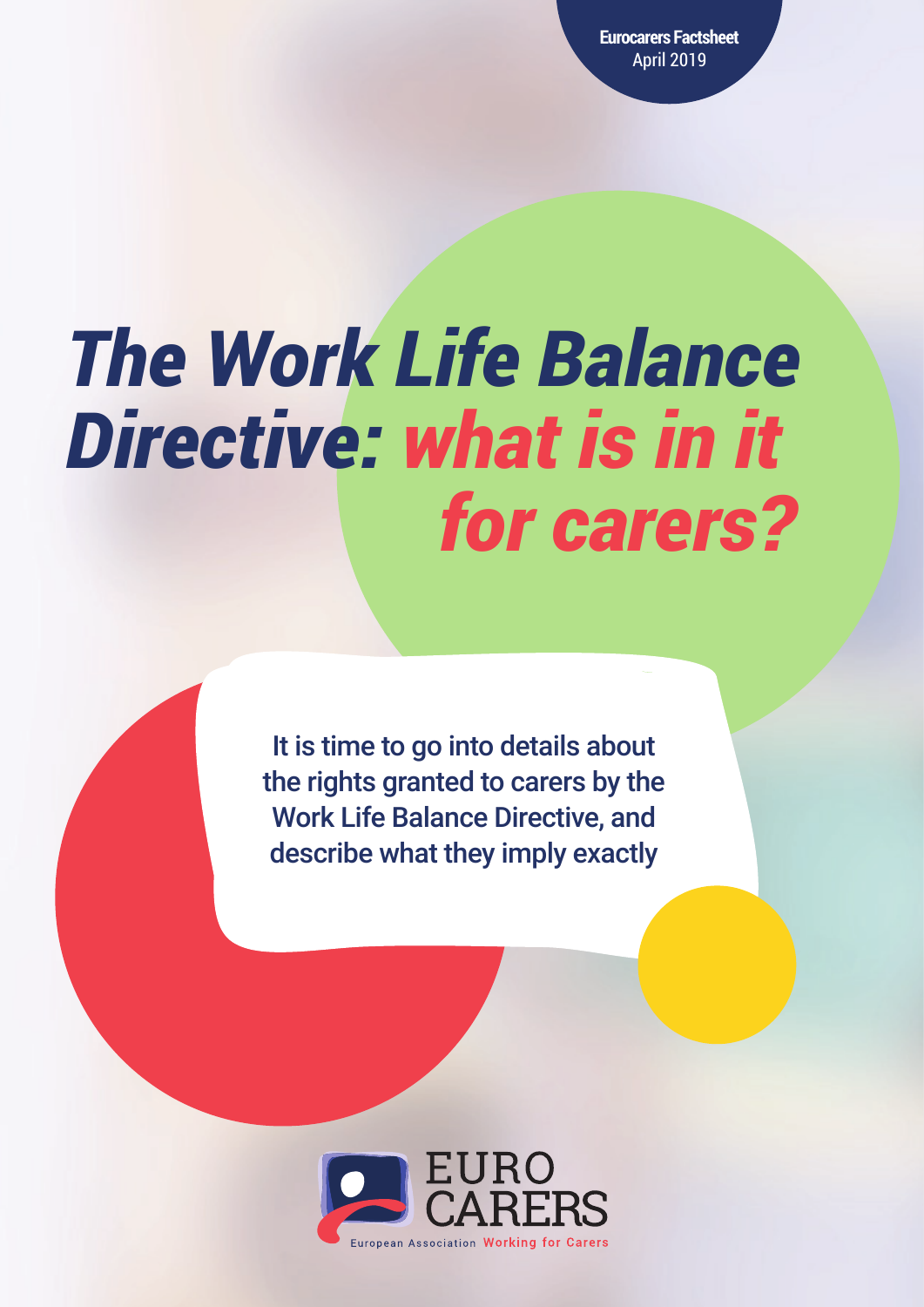**Eurocarers Factsheet**
April 2019

# *The Work Life Balance Directive: what is in it for carers?*

It is time to go into details about the rights granted to carers by the Work Life Balance Directive, and describe what they imply exactly

EURO CARERS
European Association Working for Carers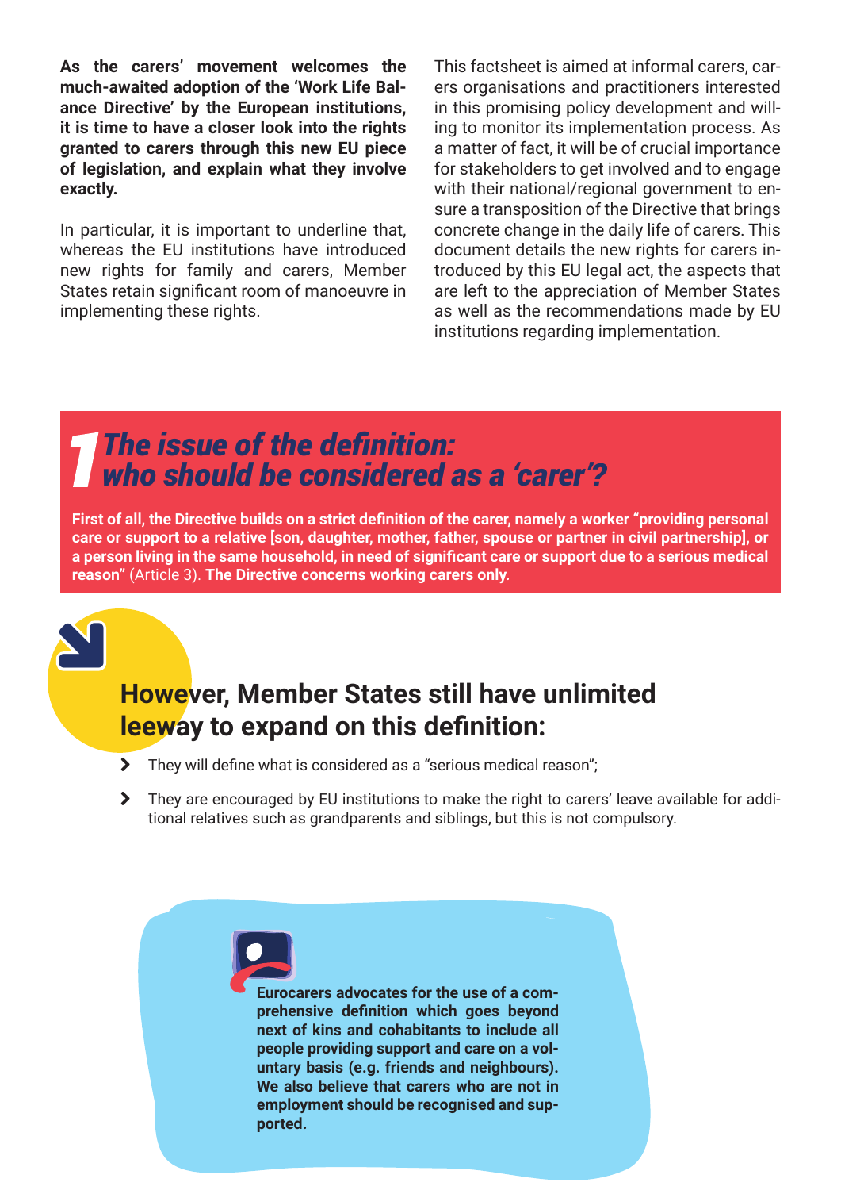**As the carers' movement welcomes the much-awaited adoption of the 'Work Life Balance Directive' by the European institutions, it is time to have a closer look into the rights granted to carers through this new EU piece of legislation, and explain what they involve exactly.**

In particular, it is important to underline that, whereas the EU institutions have introduced new rights for family and carers, Member States retain significant room of manoeuvre in implementing these rights.

This factsheet is aimed at informal carers, carers organisations and practitioners interested in this promising policy development and willing to monitor its implementation process. As a matter of fact, it will be of crucial importance for stakeholders to get involved and to engage with their national/regional government to ensure a transposition of the Directive that brings concrete change in the daily life of carers. This document details the new rights for carers introduced by this EU legal act, the aspects that are left to the appreciation of Member States as well as the recommendations made by EU institutions regarding implementation.

## 1 The issue of the definition: who should be considered as a 'carer'?

**First of all, the Directive builds on a strict definition of the carer, namely a worker "providing personal care or support to a relative [son, daughter, mother, father, spouse or partner in civil partnership], or a person living in the same household, in need of significant care or support due to a serious medical reason"** (Article 3). **The Directive concerns working carers only.**

### However, Member States still have unlimited leeway to expand on this definition:

- They will define what is considered as a "serious medical reason";
- They are encouraged by EU institutions to make the right to carers' leave available for additional relatives such as grandparents and siblings, but this is not compulsory.

**Eurocarers advocates for the use of a comprehensive definition which goes beyond next of kins and cohabitants to include all people providing support and care on a voluntary basis (e.g. friends and neighbours). We also believe that carers who are not in employment should be recognised and supported.**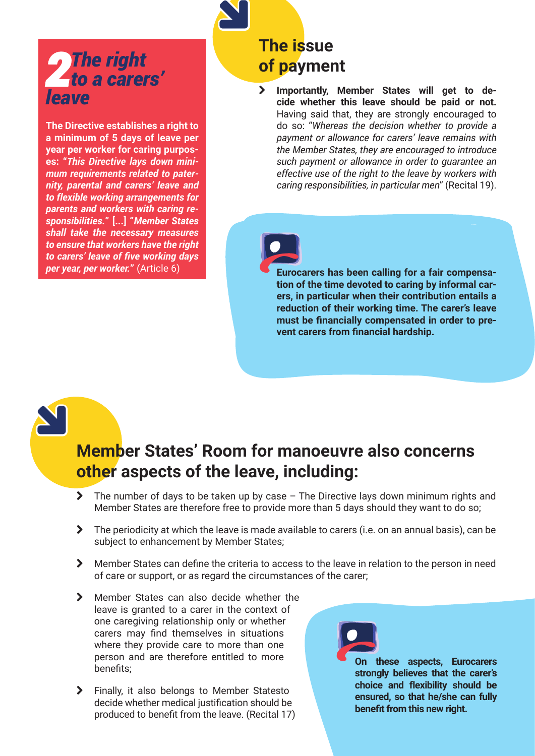## 2 The right to a carers' leave

**The Directive establishes a right to a minimum of 5 days of leave per year per worker for caring purposes: "*This Directive lays down minimum requirements related to paternity, parental and carers' leave and to flexible working arrangements for parents and workers with caring responsibilities.*" [...] "*Member States shall take the necessary measures to ensure that workers have the right to carers' leave of five working days per year, per worker.*"** (Article 6)

## The issue of payment

- **Importantly, Member States will get to decide whether this leave should be paid or not.** Having said that, they are strongly encouraged to do so: "*Whereas the decision whether to provide a payment or allowance for carers' leave remains with the Member States, they are encouraged to introduce such payment or allowance in order to guarantee an effective use of the right to the leave by workers with caring responsibilities, in particular men*" (Recital 19).

**Eurocarers has been calling for a fair compensation of the time devoted to caring by informal carers, in particular when their contribution entails a reduction of their working time. The carer's leave must be financially compensated in order to prevent carers from financial hardship.**

## Member States' Room for manoeuvre also concerns other aspects of the leave, including:

- The number of days to be taken up by case – The Directive lays down minimum rights and Member States are therefore free to provide more than 5 days should they want to do so;
- The periodicity at which the leave is made available to carers (i.e. on an annual basis), can be subject to enhancement by Member States;
- Member States can define the criteria to access to the leave in relation to the person in need of care or support, or as regard the circumstances of the carer;
- Member States can also decide whether the leave is granted to a carer in the context of one caregiving relationship only or whether carers may find themselves in situations where they provide care to more than one person and are therefore entitled to more benefits;
- Finally, it also belongs to Member Statesto decide whether medical justification should be produced to benefit from the leave. (Recital 17)

**On these aspects, Eurocarers strongly believes that the carer's choice and flexibility should be ensured, so that he/she can fully benefit from this new right.**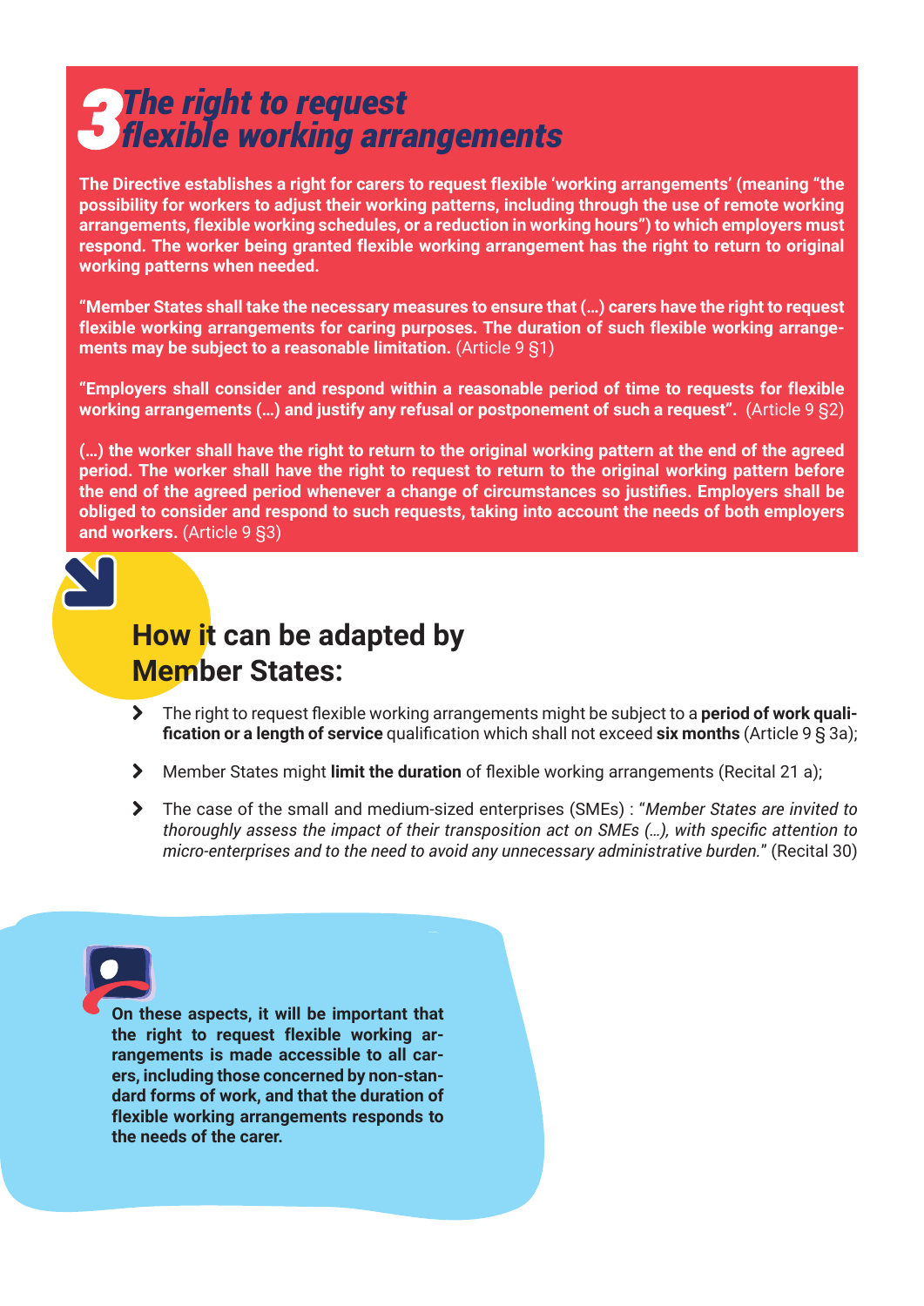# 3 The right to request flexible working arrangements

**The Directive establishes a right for carers to request flexible 'working arrangements' (meaning "the possibility for workers to adjust their working patterns, including through the use of remote working arrangements, flexible working schedules, or a reduction in working hours") to which employers must respond. The worker being granted flexible working arrangement has the right to return to original working patterns when needed.**

**"Member States shall take the necessary measures to ensure that (…) carers have the right to request flexible working arrangements for caring purposes. The duration of such flexible working arrangements may be subject to a reasonable limitation.** (Article 9 §1)

**"Employers shall consider and respond within a reasonable period of time to requests for flexible working arrangements (…) and justify any refusal or postponement of such a request".** (Article 9 §2)

**(…) the worker shall have the right to return to the original working pattern at the end of the agreed period. The worker shall have the right to request to return to the original working pattern before the end of the agreed period whenever a change of circumstances so justifies. Employers shall be obliged to consider and respond to such requests, taking into account the needs of both employers and workers.** (Article 9 §3)

## How it can be adapted by Member States:

- The right to request flexible working arrangements might be subject to a **period of work qualification or a length of service** qualification which shall not exceed **six months** (Article 9 § 3a);
- Member States might **limit the duration** of flexible working arrangements (Recital 21 a);
- The case of the small and medium-sized enterprises (SMEs) : "*Member States are invited to thoroughly assess the impact of their transposition act on SMEs (…), with specific attention to micro-enterprises and to the need to avoid any unnecessary administrative burden.*" (Recital 30)

**On these aspects, it will be important that the right to request flexible working arrangements is made accessible to all carers, including those concerned by non-standard forms of work, and that the duration of flexible working arrangements responds to the needs of the carer.**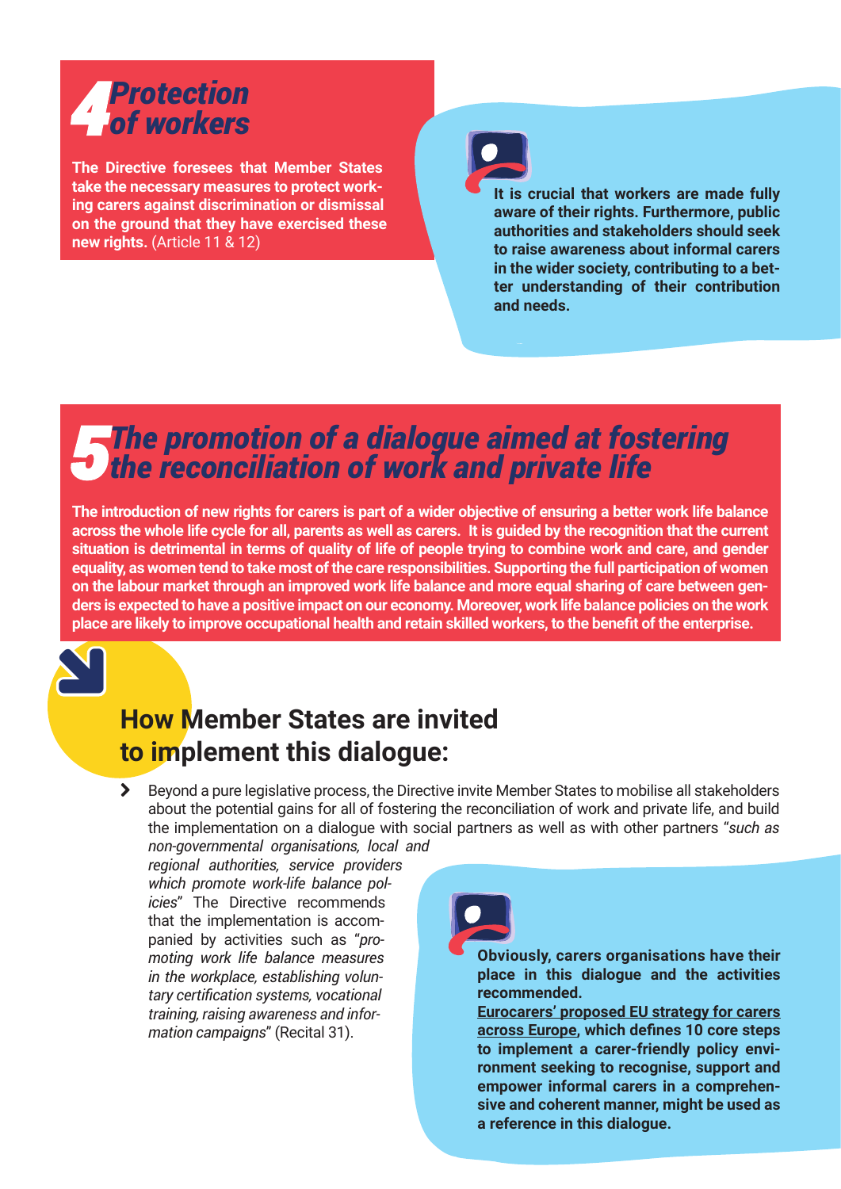## 4 *Protection of workers*

**The Directive foresees that Member States take the necessary measures to protect working carers against discrimination or dismissal on the ground that they have exercised these new rights.** (Article 11 & 12)

**It is crucial that workers are made fully aware of their rights. Furthermore, public authorities and stakeholders should seek to raise awareness about informal carers in the wider society, contributing to a better understanding of their contribution and needs.**

## 5 *The promotion of a dialogue aimed at fostering the reconciliation of work and private life*

**The introduction of new rights for carers is part of a wider objective of ensuring a better work life balance across the whole life cycle for all, parents as well as carers. It is guided by the recognition that the current situation is detrimental in terms of quality of life of people trying to combine work and care, and gender equality, as women tend to take most of the care responsibilities. Supporting the full participation of women on the labour market through an improved work life balance and more equal sharing of care between genders is expected to have a positive impact on our economy. Moreover, work life balance policies on the work place are likely to improve occupational health and retain skilled workers, to the benefit of the enterprise.**

### How Member States are invited to implement this dialogue:

- Beyond a pure legislative process, the Directive invite Member States to mobilise all stakeholders about the potential gains for all of fostering the reconciliation of work and private life, and build the implementation on a dialogue with social partners as well as with other partners "*such as non-governmental organisations, local and regional authorities, service providers which promote work-life balance policies*" The Directive recommends that the implementation is accompanied by activities such as "*promoting work life balance measures in the workplace, establishing voluntary certification systems, vocational training, raising awareness and information campaigns*" (Recital 31).

**Obviously, carers organisations have their place in this dialogue and the activities recommended.**
**Eurocarers' proposed EU strategy for carers across Europe, which defines 10 core steps to implement a carer-friendly policy environment seeking to recognise, support and empower informal carers in a comprehensive and coherent manner, might be used as a reference in this dialogue.**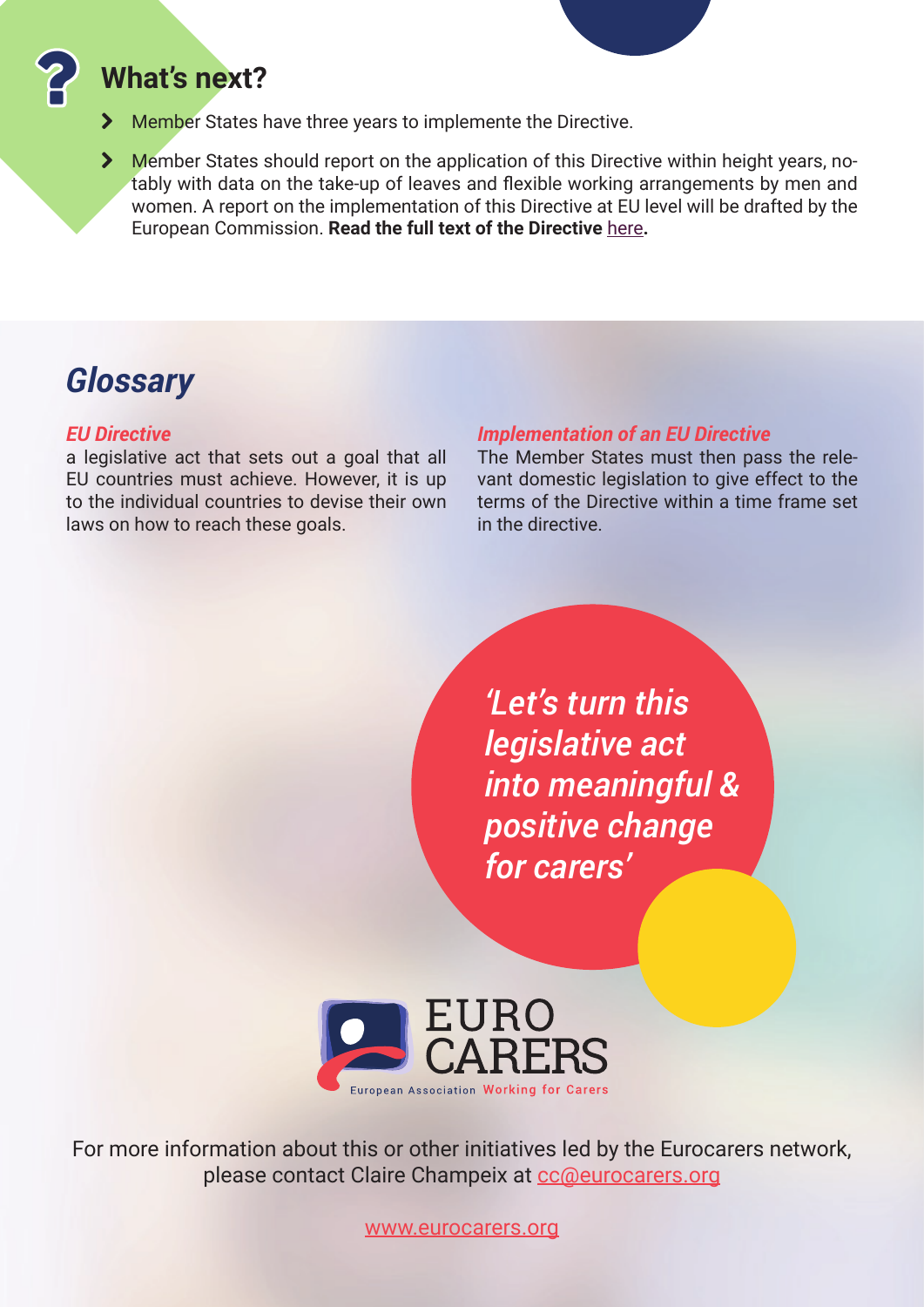## What's next?

- Member States have three years to implemente the Directive.
- Member States should report on the application of this Directive within height years, notably with data on the take-up of leaves and flexible working arrangements by men and women. A report on the implementation of this Directive at EU level will be drafted by the European Commission. **Read the full text of the Directive** here**.**

## *Glossary*

***EU Directive***
a legislative act that sets out a goal that all EU countries must achieve. However, it is up to the individual countries to devise their own laws on how to reach these goals.

***Implementation of an EU Directive***
The Member States must then pass the relevant domestic legislation to give effect to the terms of the Directive within a time frame set in the directive.

*'Let's turn this legislative act into meaningful & positive change for carers'*

EURO CARERS
European Association Working for Carers

For more information about this or other initiatives led by the Eurocarers network, please contact Claire Champeix at cc@eurocarers.org

www.eurocarers.org